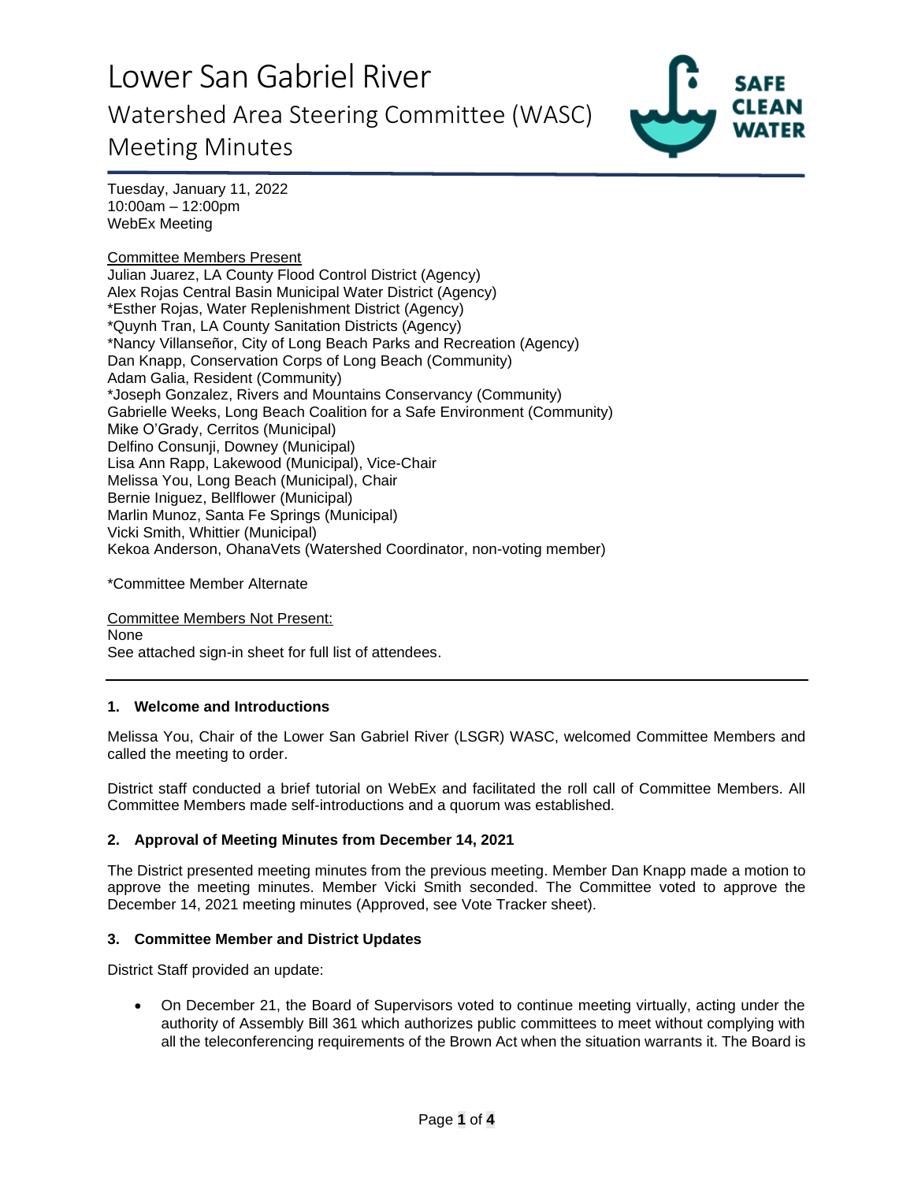# Lower San Gabriel River

## Watershed Area Steering Committee (WASC) Meeting Minutes

Tuesday, January 11, 2022
10:00am – 12:00pm
WebEx Meeting

Committee Members Present
Julian Juarez, LA County Flood Control District (Agency)
Alex Rojas Central Basin Municipal Water District (Agency)
*Esther Rojas, Water Replenishment District (Agency)
*Quynh Tran, LA County Sanitation Districts (Agency)
*Nancy Villanseñor, City of Long Beach Parks and Recreation (Agency)
Dan Knapp, Conservation Corps of Long Beach (Community)
Adam Galia, Resident (Community)
*Joseph Gonzalez, Rivers and Mountains Conservancy (Community)
Gabrielle Weeks, Long Beach Coalition for a Safe Environment (Community)
Mike O'Grady, Cerritos (Municipal)
Delfino Consunji, Downey (Municipal)
Lisa Ann Rapp, Lakewood (Municipal), Vice-Chair
Melissa You, Long Beach (Municipal), Chair
Bernie Iniguez, Bellflower (Municipal)
Marlin Munoz, Santa Fe Springs (Municipal)
Vicki Smith, Whittier (Municipal)
Kekoa Anderson, OhanaVets (Watershed Coordinator, non-voting member)

*Committee Member Alternate

Committee Members Not Present:
None
See attached sign-in sheet for full list of attendees.

---

### 1. Welcome and Introductions

Melissa You, Chair of the Lower San Gabriel River (LSGR) WASC, welcomed Committee Members and called the meeting to order.

District staff conducted a brief tutorial on WebEx and facilitated the roll call of Committee Members. All Committee Members made self-introductions and a quorum was established.

### 2. Approval of Meeting Minutes from December 14, 2021

The District presented meeting minutes from the previous meeting. Member Dan Knapp made a motion to approve the meeting minutes. Member Vicki Smith seconded. The Committee voted to approve the December 14, 2021 meeting minutes (Approved, see Vote Tracker sheet).

### 3. Committee Member and District Updates

District Staff provided an update:

- On December 21, the Board of Supervisors voted to continue meeting virtually, acting under the authority of Assembly Bill 361 which authorizes public committees to meet without complying with all the teleconferencing requirements of the Brown Act when the situation warrants it. The Board is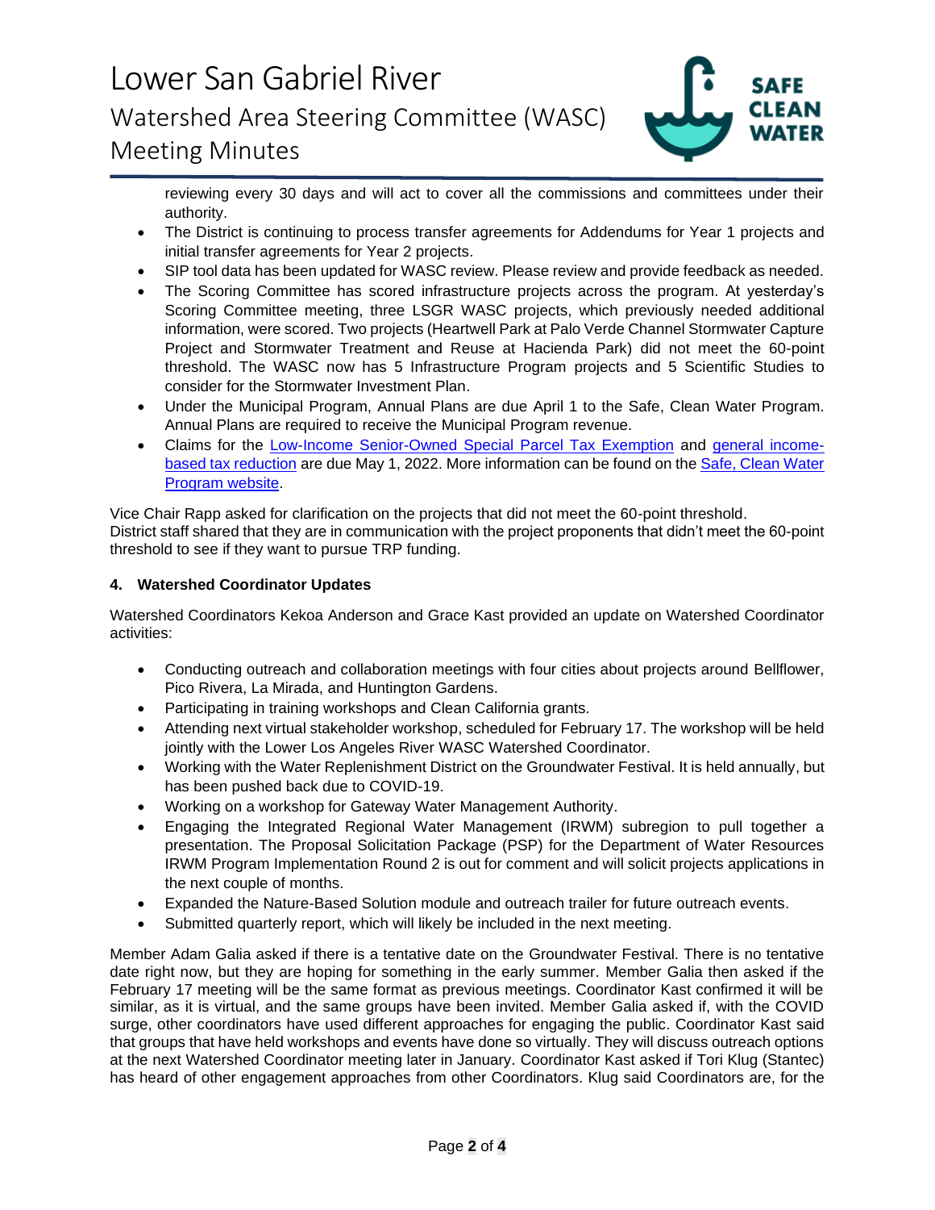reviewing every 30 days and will act to cover all the commissions and committees under their authority.

- The District is continuing to process transfer agreements for Addendums for Year 1 projects and initial transfer agreements for Year 2 projects.
- SIP tool data has been updated for WASC review. Please review and provide feedback as needed.
- The Scoring Committee has scored infrastructure projects across the program. At yesterday's Scoring Committee meeting, three LSGR WASC projects, which previously needed additional information, were scored. Two projects (Heartwell Park at Palo Verde Channel Stormwater Capture Project and Stormwater Treatment and Reuse at Hacienda Park) did not meet the 60-point threshold. The WASC now has 5 Infrastructure Program projects and 5 Scientific Studies to consider for the Stormwater Investment Plan.
- Under the Municipal Program, Annual Plans are due April 1 to the Safe, Clean Water Program. Annual Plans are required to receive the Municipal Program revenue.
- Claims for the Low-Income Senior-Owned Special Parcel Tax Exemption and general income-based tax reduction are due May 1, 2022. More information can be found on the Safe, Clean Water Program website.

Vice Chair Rapp asked for clarification on the projects that did not meet the 60-point threshold. District staff shared that they are in communication with the project proponents that didn't meet the 60-point threshold to see if they want to pursue TRP funding.

**4. Watershed Coordinator Updates**

Watershed Coordinators Kekoa Anderson and Grace Kast provided an update on Watershed Coordinator activities:

- Conducting outreach and collaboration meetings with four cities about projects around Bellflower, Pico Rivera, La Mirada, and Huntington Gardens.
- Participating in training workshops and Clean California grants.
- Attending next virtual stakeholder workshop, scheduled for February 17. The workshop will be held jointly with the Lower Los Angeles River WASC Watershed Coordinator.
- Working with the Water Replenishment District on the Groundwater Festival. It is held annually, but has been pushed back due to COVID-19.
- Working on a workshop for Gateway Water Management Authority.
- Engaging the Integrated Regional Water Management (IRWM) subregion to pull together a presentation. The Proposal Solicitation Package (PSP) for the Department of Water Resources IRWM Program Implementation Round 2 is out for comment and will solicit projects applications in the next couple of months.
- Expanded the Nature-Based Solution module and outreach trailer for future outreach events.
- Submitted quarterly report, which will likely be included in the next meeting.

Member Adam Galia asked if there is a tentative date on the Groundwater Festival. There is no tentative date right now, but they are hoping for something in the early summer. Member Galia then asked if the February 17 meeting will be the same format as previous meetings. Coordinator Kast confirmed it will be similar, as it is virtual, and the same groups have been invited. Member Galia asked if, with the COVID surge, other coordinators have used different approaches for engaging the public. Coordinator Kast said that groups that have held workshops and events have done so virtually. They will discuss outreach options at the next Watershed Coordinator meeting later in January. Coordinator Kast asked if Tori Klug (Stantec) has heard of other engagement approaches from other Coordinators. Klug said Coordinators are, for the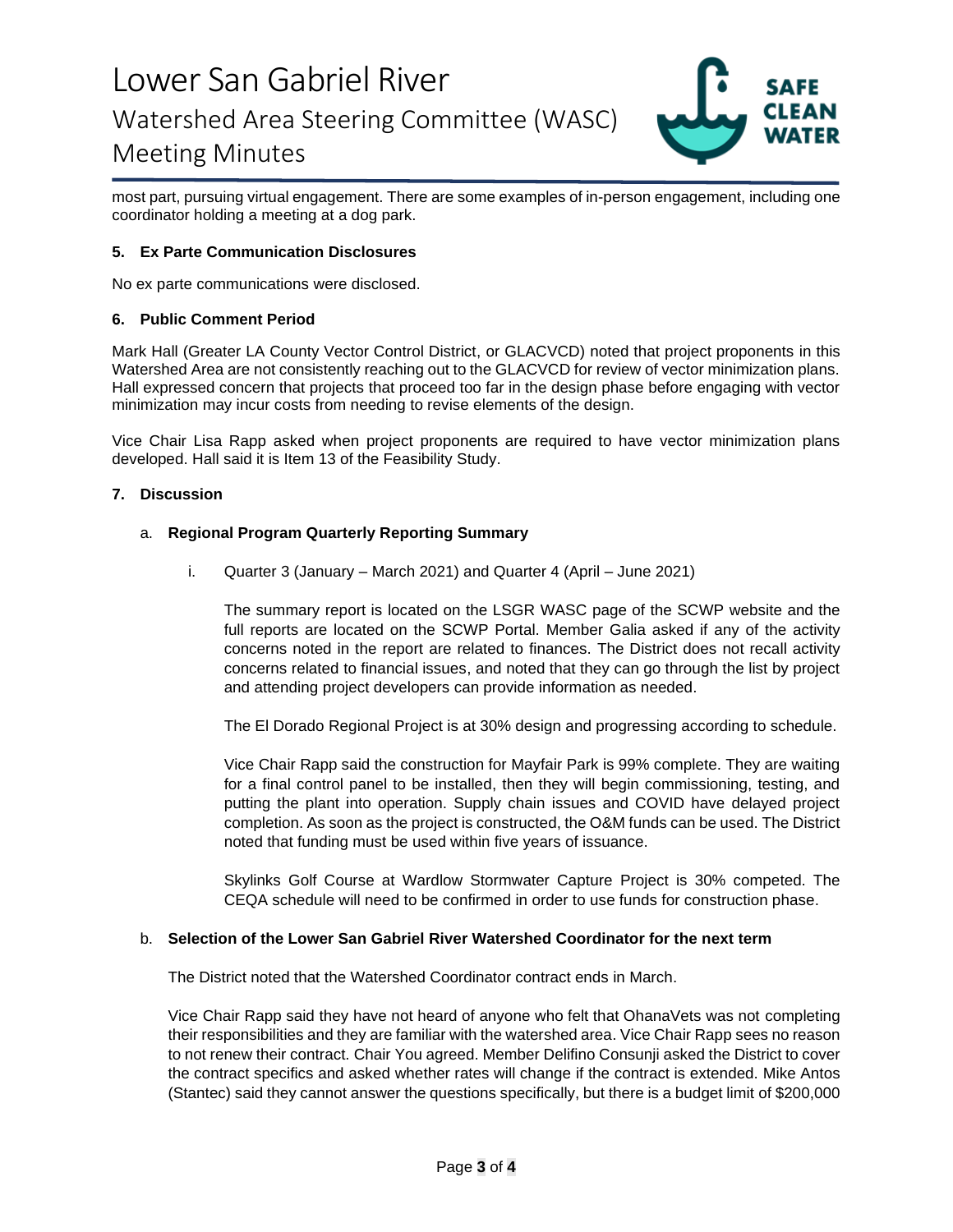most part, pursuing virtual engagement. There are some examples of in-person engagement, including one coordinator holding a meeting at a dog park.

**5. Ex Parte Communication Disclosures**

No ex parte communications were disclosed.

**6. Public Comment Period**

Mark Hall (Greater LA County Vector Control District, or GLACVCD) noted that project proponents in this Watershed Area are not consistently reaching out to the GLACVCD for review of vector minimization plans. Hall expressed concern that projects that proceed too far in the design phase before engaging with vector minimization may incur costs from needing to revise elements of the design.

Vice Chair Lisa Rapp asked when project proponents are required to have vector minimization plans developed. Hall said it is Item 13 of the Feasibility Study.

**7. Discussion**

a. **Regional Program Quarterly Reporting Summary**

i. Quarter 3 (January – March 2021) and Quarter 4 (April – June 2021)

The summary report is located on the LSGR WASC page of the SCWP website and the full reports are located on the SCWP Portal. Member Galia asked if any of the activity concerns noted in the report are related to finances. The District does not recall activity concerns related to financial issues, and noted that they can go through the list by project and attending project developers can provide information as needed.

The El Dorado Regional Project is at 30% design and progressing according to schedule.

Vice Chair Rapp said the construction for Mayfair Park is 99% complete. They are waiting for a final control panel to be installed, then they will begin commissioning, testing, and putting the plant into operation. Supply chain issues and COVID have delayed project completion. As soon as the project is constructed, the O&M funds can be used. The District noted that funding must be used within five years of issuance.

Skylinks Golf Course at Wardlow Stormwater Capture Project is 30% competed. The CEQA schedule will need to be confirmed in order to use funds for construction phase.

b. **Selection of the Lower San Gabriel River Watershed Coordinator for the next term**

The District noted that the Watershed Coordinator contract ends in March.

Vice Chair Rapp said they have not heard of anyone who felt that OhanaVets was not completing their responsibilities and they are familiar with the watershed area. Vice Chair Rapp sees no reason to not renew their contract. Chair You agreed. Member Delifino Consunji asked the District to cover the contract specifics and asked whether rates will change if the contract is extended. Mike Antos (Stantec) said they cannot answer the questions specifically, but there is a budget limit of $200,000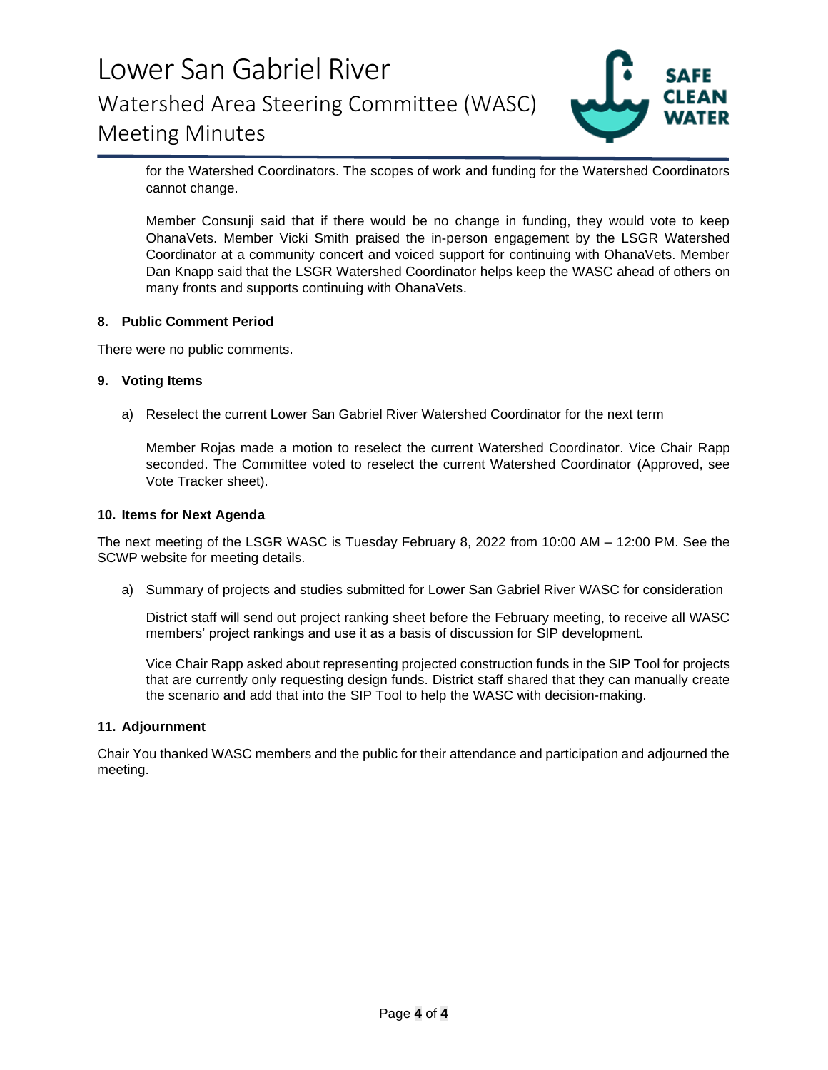for the Watershed Coordinators. The scopes of work and funding for the Watershed Coordinators cannot change.

Member Consunji said that if there would be no change in funding, they would vote to keep OhanaVets. Member Vicki Smith praised the in-person engagement by the LSGR Watershed Coordinator at a community concert and voiced support for continuing with OhanaVets. Member Dan Knapp said that the LSGR Watershed Coordinator helps keep the WASC ahead of others on many fronts and supports continuing with OhanaVets.

**8. Public Comment Period**

There were no public comments.

**9. Voting Items**

a) Reselect the current Lower San Gabriel River Watershed Coordinator for the next term

Member Rojas made a motion to reselect the current Watershed Coordinator. Vice Chair Rapp seconded. The Committee voted to reselect the current Watershed Coordinator (Approved, see Vote Tracker sheet).

**10. Items for Next Agenda**

The next meeting of the LSGR WASC is Tuesday February 8, 2022 from 10:00 AM – 12:00 PM. See the SCWP website for meeting details.

a) Summary of projects and studies submitted for Lower San Gabriel River WASC for consideration

District staff will send out project ranking sheet before the February meeting, to receive all WASC members' project rankings and use it as a basis of discussion for SIP development.

Vice Chair Rapp asked about representing projected construction funds in the SIP Tool for projects that are currently only requesting design funds. District staff shared that they can manually create the scenario and add that into the SIP Tool to help the WASC with decision-making.

**11. Adjournment**

Chair You thanked WASC members and the public for their attendance and participation and adjourned the meeting.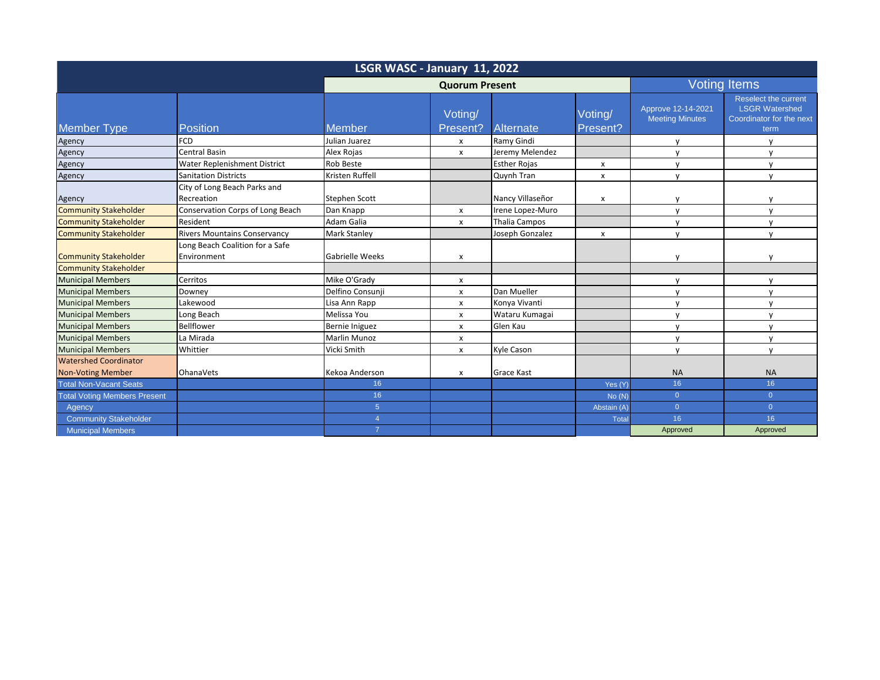| LSGR WASC - January 11, 2022 | | | | | | | |
|---|---|---|---|---|---|---|---|
| | | Quorum Present | | | | Voting Items | |
| Member Type | Position | Member | Voting/ Present? | Alternate | Voting/ Present? | Approve 12-14-2021 Meeting Minutes | Reselect the current LSGR Watershed Coordinator for the next term |
| Agency | FCD | Julian Juarez | x | Ramy Gindi | | y | y |
| Agency | Central Basin | Alex Rojas | x | Jeremy Melendez | | y | y |
| Agency | Water Replenishment District | Rob Beste | | Esther Rojas | x | y | y |
| Agency | Sanitation Districts | Kristen Ruffell | | Quynh Tran | x | y | y |
| Agency | City of Long Beach Parks and Recreation | Stephen Scott | | Nancy Villaseñor | x | y | y |
| Community Stakeholder | Conservation Corps of Long Beach | Dan Knapp | x | Irene Lopez-Muro | | y | y |
| Community Stakeholder | Resident | Adam Galia | x | Thalia Campos | | y | y |
| Community Stakeholder | Rivers Mountains Conservancy | Mark Stanley | | Joseph Gonzalez | x | y | y |
| Community Stakeholder | Long Beach Coalition for a Safe Environment | Gabrielle Weeks | x | | | y | y |
| Community Stakeholder | | | | | | | |
| Municipal Members | Cerritos | Mike O'Grady | x | | | y | y |
| Municipal Members | Downey | Delfino Consunji | x | Dan Mueller | | y | y |
| Municipal Members | Lakewood | Lisa Ann Rapp | x | Konya Vivanti | | y | y |
| Municipal Members | Long Beach | Melissa You | x | Wataru Kumagai | | y | y |
| Municipal Members | Bellflower | Bernie Iniguez | x | Glen Kau | | y | y |
| Municipal Members | La Mirada | Marlin Munoz | x | | | y | y |
| Municipal Members | Whittier | Vicki Smith | x | Kyle Cason | | y | y |
| Watershed Coordinator Non-Voting Member | OhanaVets | Kekoa Anderson | x | Grace Kast | | NA | NA |
| Total Non-Vacant Seats | | 16 | | | Yes (Y) | 16 | 16 |
| Total Voting Members Present | | 16 | | | No (N) | 0 | 0 |
| Agency | | 5 | | | Abstain (A) | 0 | 0 |
| Community Stakeholder | | 4 | | | Total | 16 | 16 |
| Municipal Members | | 7 | | | | Approved | Approved |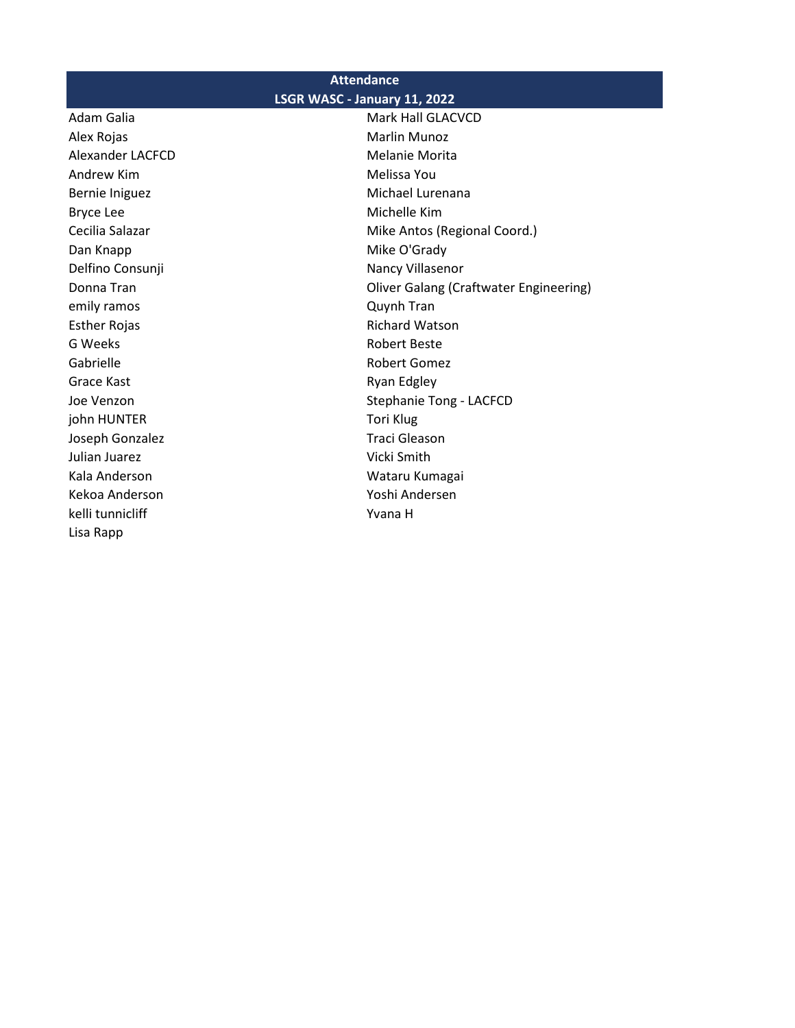## Attendance

### LSGR WASC - January 11, 2022

| | |
|---|---|
| Adam Galia | Mark Hall GLACVCD |
| Alex Rojas | Marlin Munoz |
| Alexander LACFCD | Melanie Morita |
| Andrew Kim | Melissa You |
| Bernie Iniguez | Michael Lurenana |
| Bryce Lee | Michelle Kim |
| Cecilia Salazar | Mike Antos (Regional Coord.) |
| Dan Knapp | Mike O'Grady |
| Delfino Consunji | Nancy Villasenor |
| Donna Tran | Oliver Galang (Craftwater Engineering) |
| emily ramos | Quynh Tran |
| Esther Rojas | Richard Watson |
| G Weeks | Robert Beste |
| Gabrielle | Robert Gomez |
| Grace Kast | Ryan Edgley |
| Joe Venzon | Stephanie Tong - LACFCD |
| john HUNTER | Tori Klug |
| Joseph Gonzalez | Traci Gleason |
| Julian Juarez | Vicki Smith |
| Kala Anderson | Wataru Kumagai |
| Kekoa Anderson | Yoshi Andersen |
| kelli tunnicliff | Yvana H |
| Lisa Rapp | |